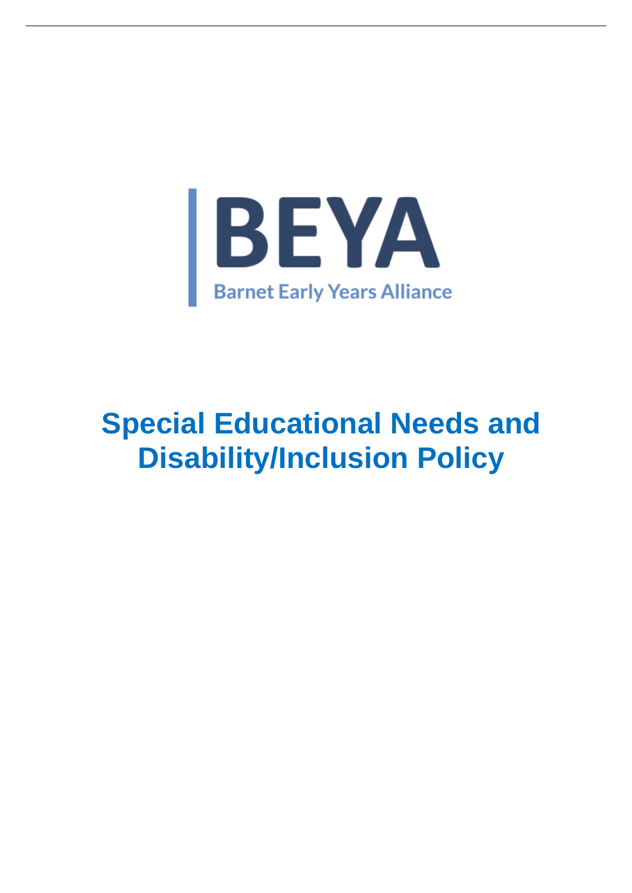BEYA

Barnet Early Years Alliance

# Special Educational Needs and Disability/Inclusion Policy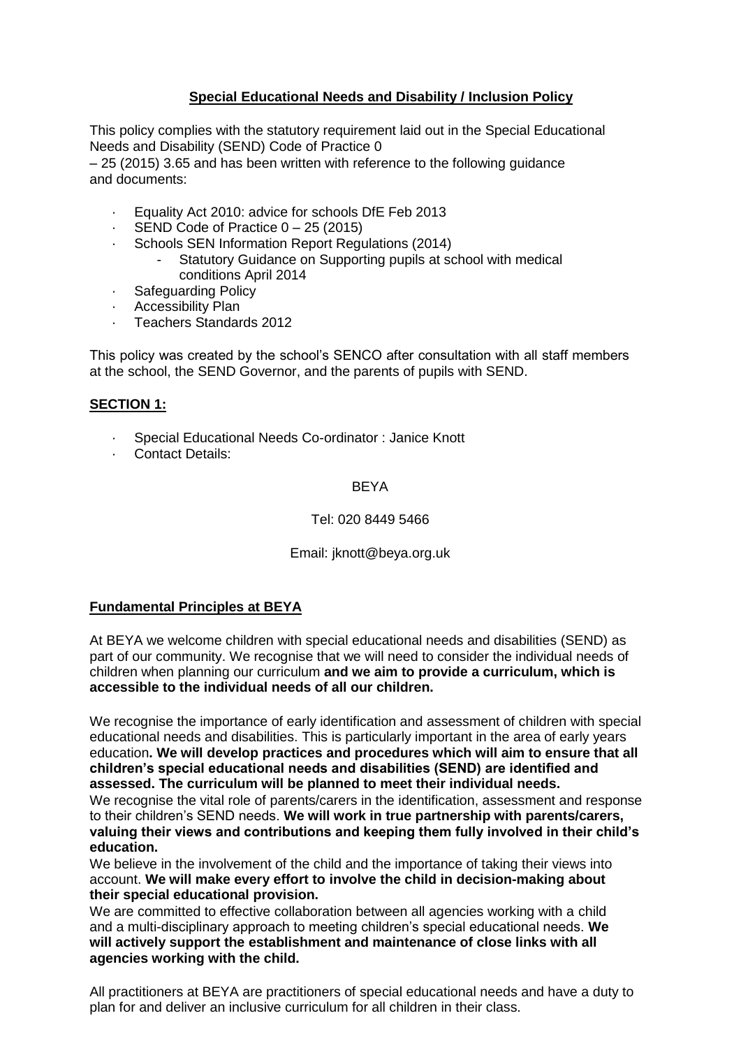## Special Educational Needs and Disability / Inclusion Policy

This policy complies with the statutory requirement laid out in the Special Educational Needs and Disability (SEND) Code of Practice 0 – 25 (2015) 3.65 and has been written with reference to the following guidance and documents:

- Equality Act 2010: advice for schools DfE Feb 2013
- SEND Code of Practice 0 – 25 (2015)
- Schools SEN Information Report Regulations (2014)
    - Statutory Guidance on Supporting pupils at school with medical conditions April 2014
- Safeguarding Policy
- Accessibility Plan
- Teachers Standards 2012

This policy was created by the school's SENCO after consultation with all staff members at the school, the SEND Governor, and the parents of pupils with SEND.

### SECTION 1:

- Special Educational Needs Co-ordinator : Janice Knott
- Contact Details:

BEYA

Tel: 020 8449 5466

Email: jknott@beya.org.uk

### Fundamental Principles at BEYA

At BEYA we welcome children with special educational needs and disabilities (SEND) as part of our community. We recognise that we will need to consider the individual needs of children when planning our curriculum **and we aim to provide a curriculum, which is accessible to the individual needs of all our children.**

We recognise the importance of early identification and assessment of children with special educational needs and disabilities. This is particularly important in the area of early years education**. We will develop practices and procedures which will aim to ensure that all children's special educational needs and disabilities (SEND) are identified and assessed. The curriculum will be planned to meet their individual needs.**

We recognise the vital role of parents/carers in the identification, assessment and response to their children's SEND needs. **We will work in true partnership with parents/carers, valuing their views and contributions and keeping them fully involved in their child's education.**

We believe in the involvement of the child and the importance of taking their views into account. **We will make every effort to involve the child in decision-making about their special educational provision.**

We are committed to effective collaboration between all agencies working with a child and a multi-disciplinary approach to meeting children's special educational needs. **We will actively support the establishment and maintenance of close links with all agencies working with the child.**

All practitioners at BEYA are practitioners of special educational needs and have a duty to plan for and deliver an inclusive curriculum for all children in their class.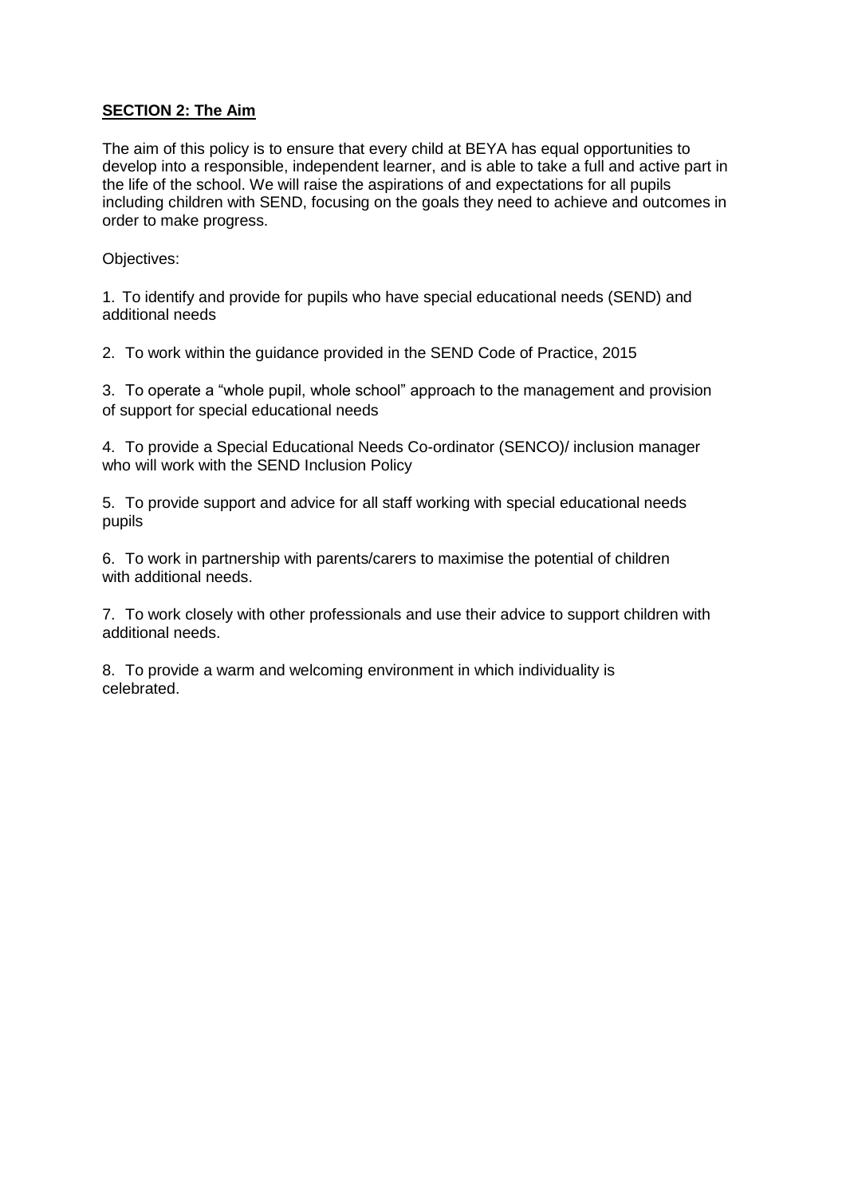**SECTION 2: The Aim**

The aim of this policy is to ensure that every child at BEYA has equal opportunities to develop into a responsible, independent learner, and is able to take a full and active part in the life of the school. We will raise the aspirations of and expectations for all pupils including children with SEND, focusing on the goals they need to achieve and outcomes in order to make progress.

Objectives:

1. To identify and provide for pupils who have special educational needs (SEND) and additional needs

2. To work within the guidance provided in the SEND Code of Practice, 2015

3. To operate a "whole pupil, whole school" approach to the management and provision of support for special educational needs

4. To provide a Special Educational Needs Co-ordinator (SENCO)/ inclusion manager who will work with the SEND Inclusion Policy

5. To provide support and advice for all staff working with special educational needs pupils

6. To work in partnership with parents/carers to maximise the potential of children with additional needs.

7. To work closely with other professionals and use their advice to support children with additional needs.

8. To provide a warm and welcoming environment in which individuality is celebrated.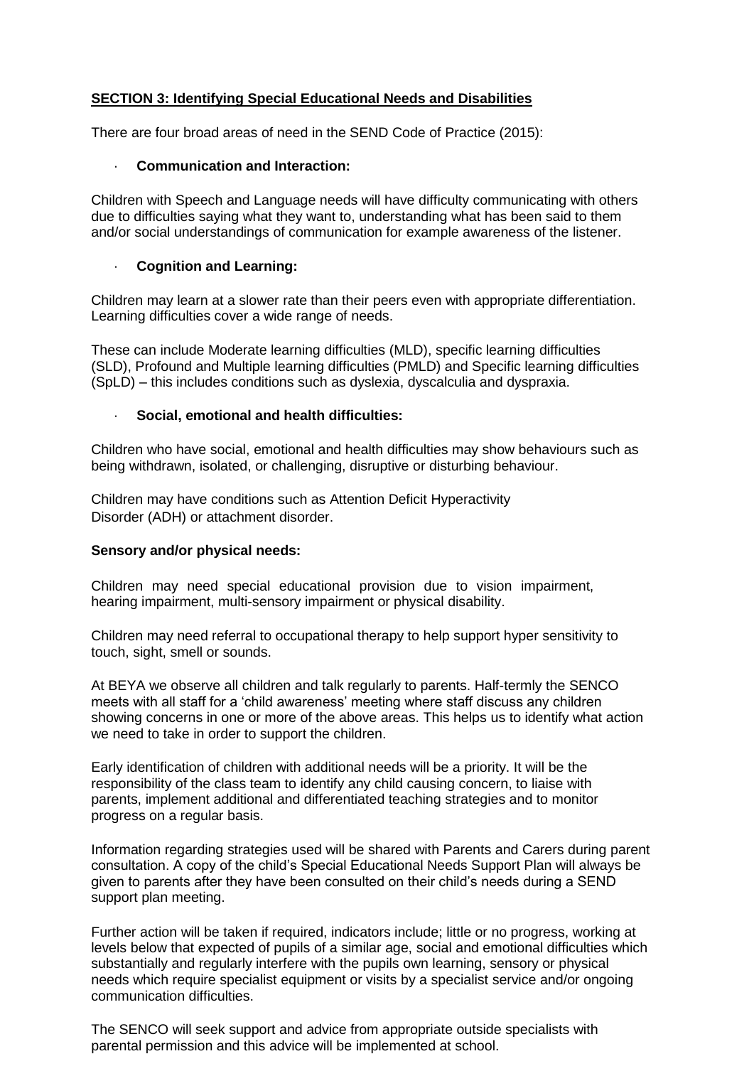## **SECTION 3: Identifying Special Educational Needs and Disabilities**

There are four broad areas of need in the SEND Code of Practice (2015):

- **Communication and Interaction:**

Children with Speech and Language needs will have difficulty communicating with others due to difficulties saying what they want to, understanding what has been said to them and/or social understandings of communication for example awareness of the listener.

- **Cognition and Learning:**

Children may learn at a slower rate than their peers even with appropriate differentiation. Learning difficulties cover a wide range of needs.

These can include Moderate learning difficulties (MLD), specific learning difficulties (SLD), Profound and Multiple learning difficulties (PMLD) and Specific learning difficulties (SpLD) – this includes conditions such as dyslexia, dyscalculia and dyspraxia.

- **Social, emotional and health difficulties:**

Children who have social, emotional and health difficulties may show behaviours such as being withdrawn, isolated, or challenging, disruptive or disturbing behaviour.

Children may have conditions such as Attention Deficit Hyperactivity Disorder (ADH) or attachment disorder.

**Sensory and/or physical needs:**

Children may need special educational provision due to vision impairment, hearing impairment, multi-sensory impairment or physical disability.

Children may need referral to occupational therapy to help support hyper sensitivity to touch, sight, smell or sounds.

At BEYA we observe all children and talk regularly to parents. Half-termly the SENCO meets with all staff for a 'child awareness' meeting where staff discuss any children showing concerns in one or more of the above areas. This helps us to identify what action we need to take in order to support the children.

Early identification of children with additional needs will be a priority. It will be the responsibility of the class team to identify any child causing concern, to liaise with parents, implement additional and differentiated teaching strategies and to monitor progress on a regular basis.

Information regarding strategies used will be shared with Parents and Carers during parent consultation. A copy of the child's Special Educational Needs Support Plan will always be given to parents after they have been consulted on their child's needs during a SEND support plan meeting.

Further action will be taken if required, indicators include; little or no progress, working at levels below that expected of pupils of a similar age, social and emotional difficulties which substantially and regularly interfere with the pupils own learning, sensory or physical needs which require specialist equipment or visits by a specialist service and/or ongoing communication difficulties.

The SENCO will seek support and advice from appropriate outside specialists with parental permission and this advice will be implemented at school.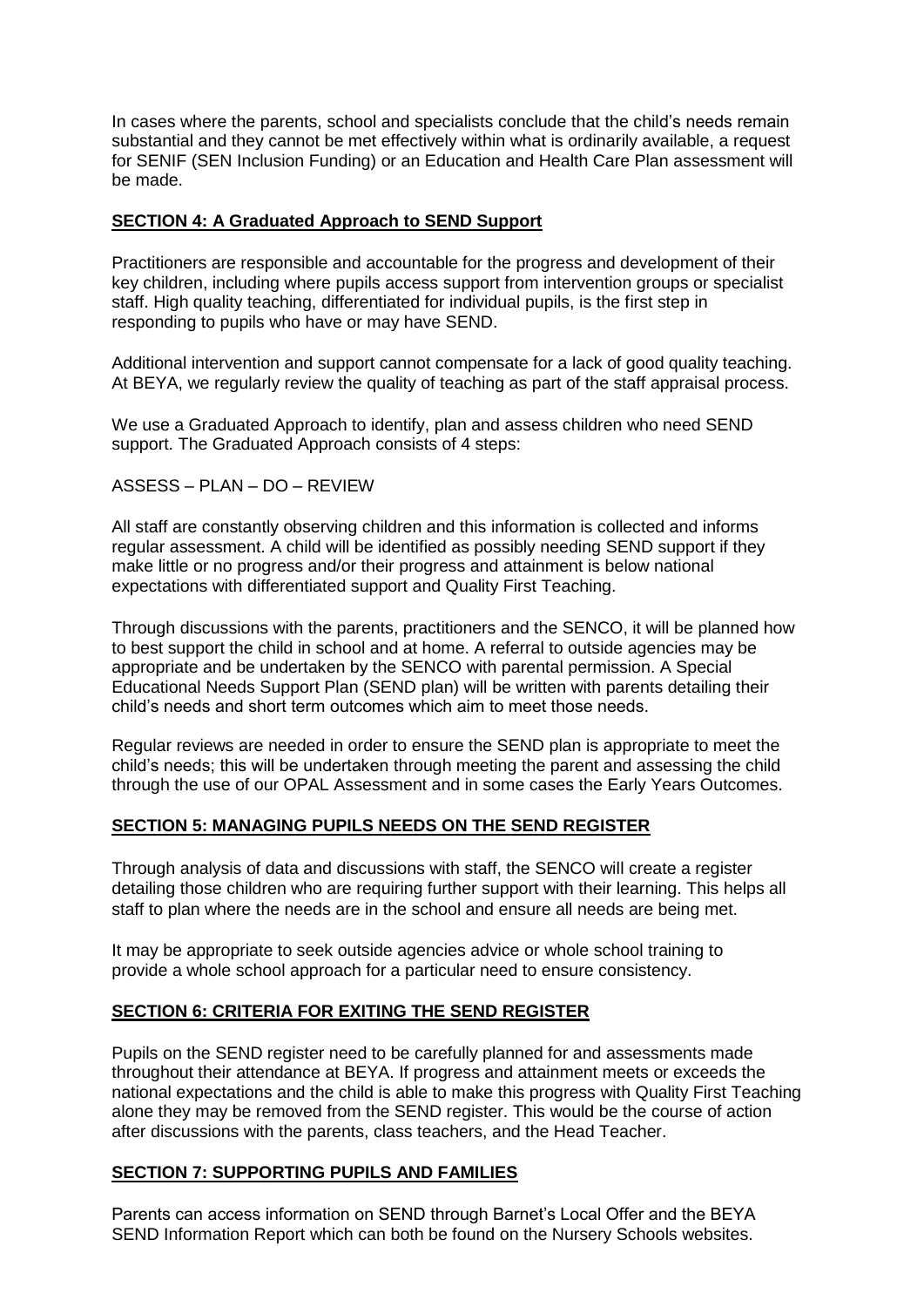In cases where the parents, school and specialists conclude that the child's needs remain substantial and they cannot be met effectively within what is ordinarily available, a request for SENIF (SEN Inclusion Funding) or an Education and Health Care Plan assessment will be made.

## **SECTION 4: A Graduated Approach to SEND Support**

Practitioners are responsible and accountable for the progress and development of their key children, including where pupils access support from intervention groups or specialist staff. High quality teaching, differentiated for individual pupils, is the first step in responding to pupils who have or may have SEND.

Additional intervention and support cannot compensate for a lack of good quality teaching. At BEYA, we regularly review the quality of teaching as part of the staff appraisal process.

We use a Graduated Approach to identify, plan and assess children who need SEND support. The Graduated Approach consists of 4 steps:

ASSESS – PLAN – DO – REVIEW

All staff are constantly observing children and this information is collected and informs regular assessment. A child will be identified as possibly needing SEND support if they make little or no progress and/or their progress and attainment is below national expectations with differentiated support and Quality First Teaching.

Through discussions with the parents, practitioners and the SENCO, it will be planned how to best support the child in school and at home. A referral to outside agencies may be appropriate and be undertaken by the SENCO with parental permission. A Special Educational Needs Support Plan (SEND plan) will be written with parents detailing their child's needs and short term outcomes which aim to meet those needs.

Regular reviews are needed in order to ensure the SEND plan is appropriate to meet the child's needs; this will be undertaken through meeting the parent and assessing the child through the use of our OPAL Assessment and in some cases the Early Years Outcomes.

## **SECTION 5: MANAGING PUPILS NEEDS ON THE SEND REGISTER**

Through analysis of data and discussions with staff, the SENCO will create a register detailing those children who are requiring further support with their learning. This helps all staff to plan where the needs are in the school and ensure all needs are being met.

It may be appropriate to seek outside agencies advice or whole school training to provide a whole school approach for a particular need to ensure consistency.

## **SECTION 6: CRITERIA FOR EXITING THE SEND REGISTER**

Pupils on the SEND register need to be carefully planned for and assessments made throughout their attendance at BEYA. If progress and attainment meets or exceeds the national expectations and the child is able to make this progress with Quality First Teaching alone they may be removed from the SEND register. This would be the course of action after discussions with the parents, class teachers, and the Head Teacher.

## **SECTION 7: SUPPORTING PUPILS AND FAMILIES**

Parents can access information on SEND through Barnet's Local Offer and the BEYA SEND Information Report which can both be found on the Nursery Schools websites.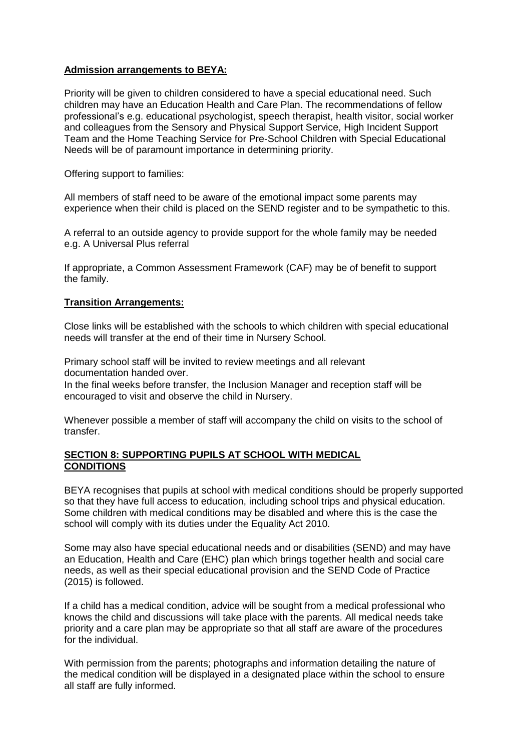**Admission arrangements to BEYA:**

Priority will be given to children considered to have a special educational need. Such children may have an Education Health and Care Plan. The recommendations of fellow professional's e.g. educational psychologist, speech therapist, health visitor, social worker and colleagues from the Sensory and Physical Support Service, High Incident Support Team and the Home Teaching Service for Pre-School Children with Special Educational Needs will be of paramount importance in determining priority.

Offering support to families:

All members of staff need to be aware of the emotional impact some parents may experience when their child is placed on the SEND register and to be sympathetic to this.

A referral to an outside agency to provide support for the whole family may be needed e.g. A Universal Plus referral

If appropriate, a Common Assessment Framework (CAF) may be of benefit to support the family.

**Transition Arrangements:**

Close links will be established with the schools to which children with special educational needs will transfer at the end of their time in Nursery School.

Primary school staff will be invited to review meetings and all relevant documentation handed over.
In the final weeks before transfer, the Inclusion Manager and reception staff will be encouraged to visit and observe the child in Nursery.

Whenever possible a member of staff will accompany the child on visits to the school of transfer.

## SECTION 8: SUPPORTING PUPILS AT SCHOOL WITH MEDICAL CONDITIONS

BEYA recognises that pupils at school with medical conditions should be properly supported so that they have full access to education, including school trips and physical education. Some children with medical conditions may be disabled and where this is the case the school will comply with its duties under the Equality Act 2010.

Some may also have special educational needs and or disabilities (SEND) and may have an Education, Health and Care (EHC) plan which brings together health and social care needs, as well as their special educational provision and the SEND Code of Practice (2015) is followed.

If a child has a medical condition, advice will be sought from a medical professional who knows the child and discussions will take place with the parents. All medical needs take priority and a care plan may be appropriate so that all staff are aware of the procedures for the individual.

With permission from the parents; photographs and information detailing the nature of the medical condition will be displayed in a designated place within the school to ensure all staff are fully informed.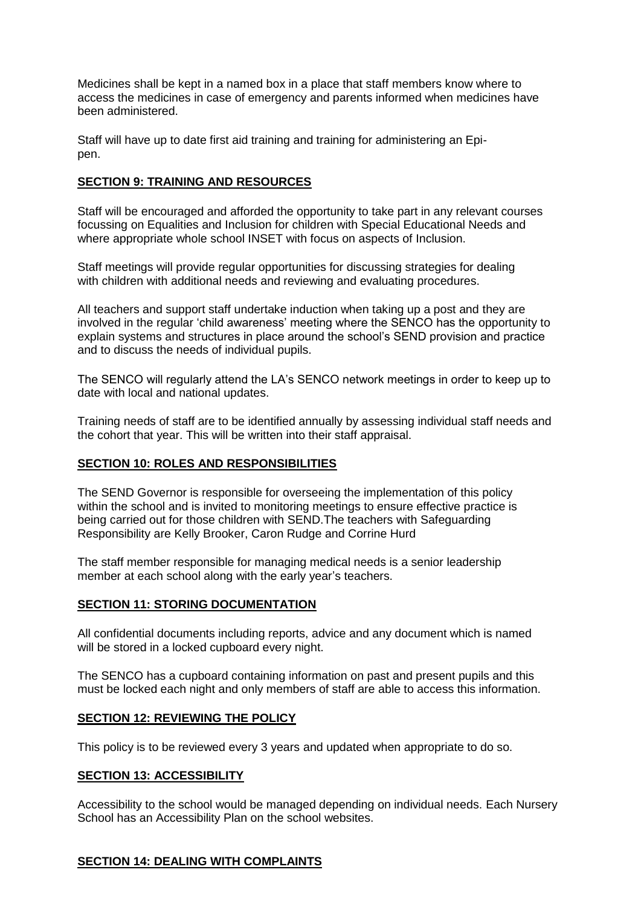Medicines shall be kept in a named box in a place that staff members know where to access the medicines in case of emergency and parents informed when medicines have been administered.

Staff will have up to date first aid training and training for administering an Epi-pen.

## SECTION 9: TRAINING AND RESOURCES

Staff will be encouraged and afforded the opportunity to take part in any relevant courses focussing on Equalities and Inclusion for children with Special Educational Needs and where appropriate whole school INSET with focus on aspects of Inclusion.

Staff meetings will provide regular opportunities for discussing strategies for dealing with children with additional needs and reviewing and evaluating procedures.

All teachers and support staff undertake induction when taking up a post and they are involved in the regular 'child awareness' meeting where the SENCO has the opportunity to explain systems and structures in place around the school's SEND provision and practice and to discuss the needs of individual pupils.

The SENCO will regularly attend the LA's SENCO network meetings in order to keep up to date with local and national updates.

Training needs of staff are to be identified annually by assessing individual staff needs and the cohort that year. This will be written into their staff appraisal.

## SECTION 10: ROLES AND RESPONSIBILITIES

The SEND Governor is responsible for overseeing the implementation of this policy within the school and is invited to monitoring meetings to ensure effective practice is being carried out for those children with SEND.The teachers with Safeguarding Responsibility are Kelly Brooker, Caron Rudge and Corrine Hurd

The staff member responsible for managing medical needs is a senior leadership member at each school along with the early year's teachers.

## SECTION 11: STORING DOCUMENTATION

All confidential documents including reports, advice and any document which is named will be stored in a locked cupboard every night.

The SENCO has a cupboard containing information on past and present pupils and this must be locked each night and only members of staff are able to access this information.

## SECTION 12: REVIEWING THE POLICY

This policy is to be reviewed every 3 years and updated when appropriate to do so.

## SECTION 13: ACCESSIBILITY

Accessibility to the school would be managed depending on individual needs. Each Nursery School has an Accessibility Plan on the school websites.

## SECTION 14: DEALING WITH COMPLAINTS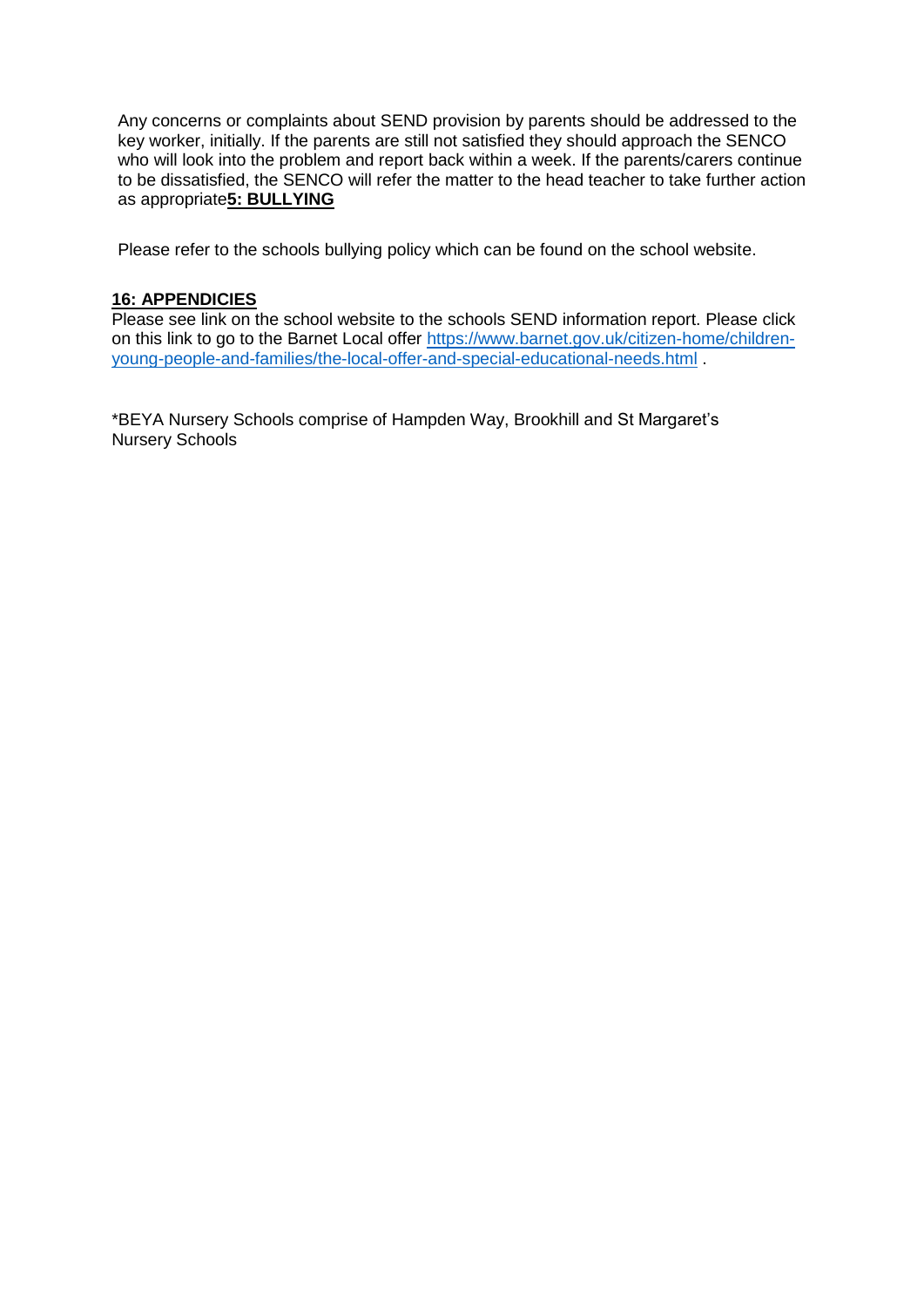Any concerns or complaints about SEND provision by parents should be addressed to the key worker, initially. If the parents are still not satisfied they should approach the SENCO who will look into the problem and report back within a week. If the parents/carers continue to be dissatisfied, the SENCO will refer the matter to the head teacher to take further action as appropriate

## 5: BULLYING

Please refer to the schools bullying policy which can be found on the school website.

## 16: APPENDICIES

Please see link on the school website to the schools SEND information report. Please click on this link to go to the Barnet Local offer https://www.barnet.gov.uk/citizen-home/children-young-people-and-families/the-local-offer-and-special-educational-needs.html .

*BEYA Nursery Schools comprise of Hampden Way, Brookhill and St Margaret's Nursery Schools